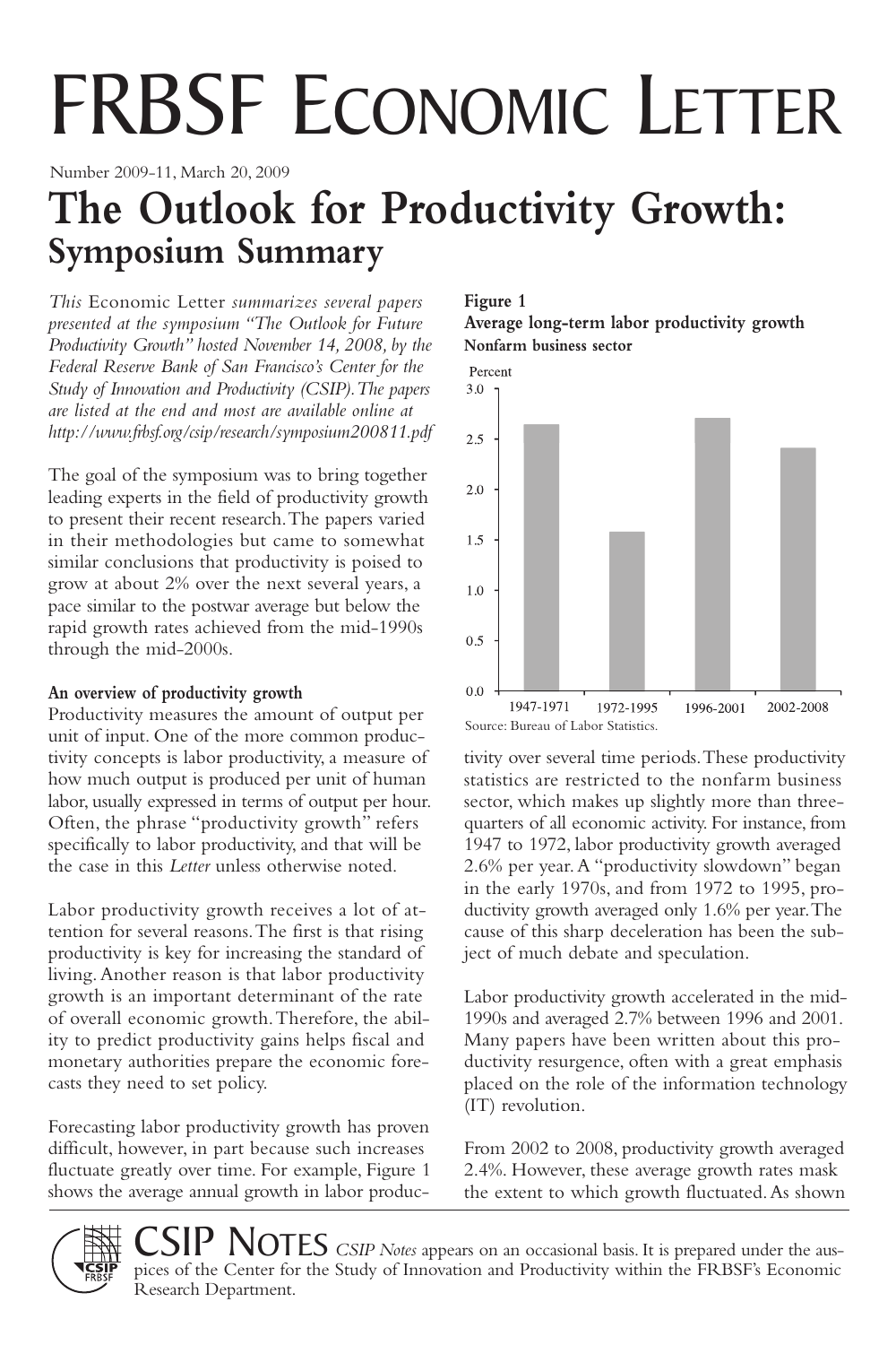# FRBSF Economic Letter

Number 2009-11, March 20, 2009

## The Outlook for Productivity Growth: Symposium Summary

*This* Economic Letter *summarizes several papers presented at the symposium "The Outlook for Future Productivity Growth" hosted November 14, 2008, by the Federal Reserve Bank of San Francisco's Center for the Study of Innovation and Productivity (CSIP). The papers are listed at the end and most are available online at http://www.frbsf.org/csip/research/symposium200811.pdf*

The goal of the symposium was to bring together leading experts in the field of productivity growth to present their recent research. The papers varied in their methodologies but came to somewhat similar conclusions that productivity is poised to grow at about 2% over the next several years, a pace similar to the postwar average but below the rapid growth rates achieved from the mid-1990s through the mid-2000s.

### An overview of productivity growth

Productivity measures the amount of output per unit of input. One of the more common productivity concepts is labor productivity, a measure of how much output is produced per unit of human labor, usually expressed in terms of output per hour. Often, the phrase "productivity growth" refers specifically to labor productivity, and that will be the case in this *Letter* unless otherwise noted.

Labor productivity growth receives a lot of attention for several reasons. The first is that rising productivity is key for increasing the standard of living. Another reason is that labor productivity growth is an important determinant of the rate of overall economic growth. Therefore, the ability to predict productivity gains helps fiscal and monetary authorities prepare the economic forecasts they need to set policy.

Forecasting labor productivity growth has proven difficult, however, in part because such increases fluctuate greatly over time. For example, Figure 1 shows the average annual growth in labor productivity over several time periods. These productivity statistics are restricted to the nonfarm business sector, which makes up slightly more than three-quarters of all economic activity. For instance, from 1947 to 1972, labor productivity growth averaged 2.6% per year. A "productivity slowdown" began in the early 1970s, and from 1972 to 1995, productivity growth averaged only 1.6% per year. The cause of this sharp deceleration has been the subject of much debate and speculation.

**Figure 1**
**Average long-term labor productivity growth**
**Nonfarm business sector**

| Period | Percent |
|---|---|
| 1947-1971 | ~2.6 |
| 1972-1995 | ~1.6 |
| 1996-2001 | ~2.7 |
| 2002-2008 | ~2.4 |

Source: Bureau of Labor Statistics.

Labor productivity growth accelerated in the mid-1990s and averaged 2.7% between 1996 and 2001. Many papers have been written about this productivity resurgence, often with a great emphasis placed on the role of the information technology (IT) revolution.

From 2002 to 2008, productivity growth averaged 2.4%. However, these average growth rates mask the extent to which growth fluctuated. As shown

**CSIP Notes** *CSIP Notes* appears on an occasional basis. It is prepared under the auspices of the Center for the Study of Innovation and Productivity within the FRBSF's Economic Research Department.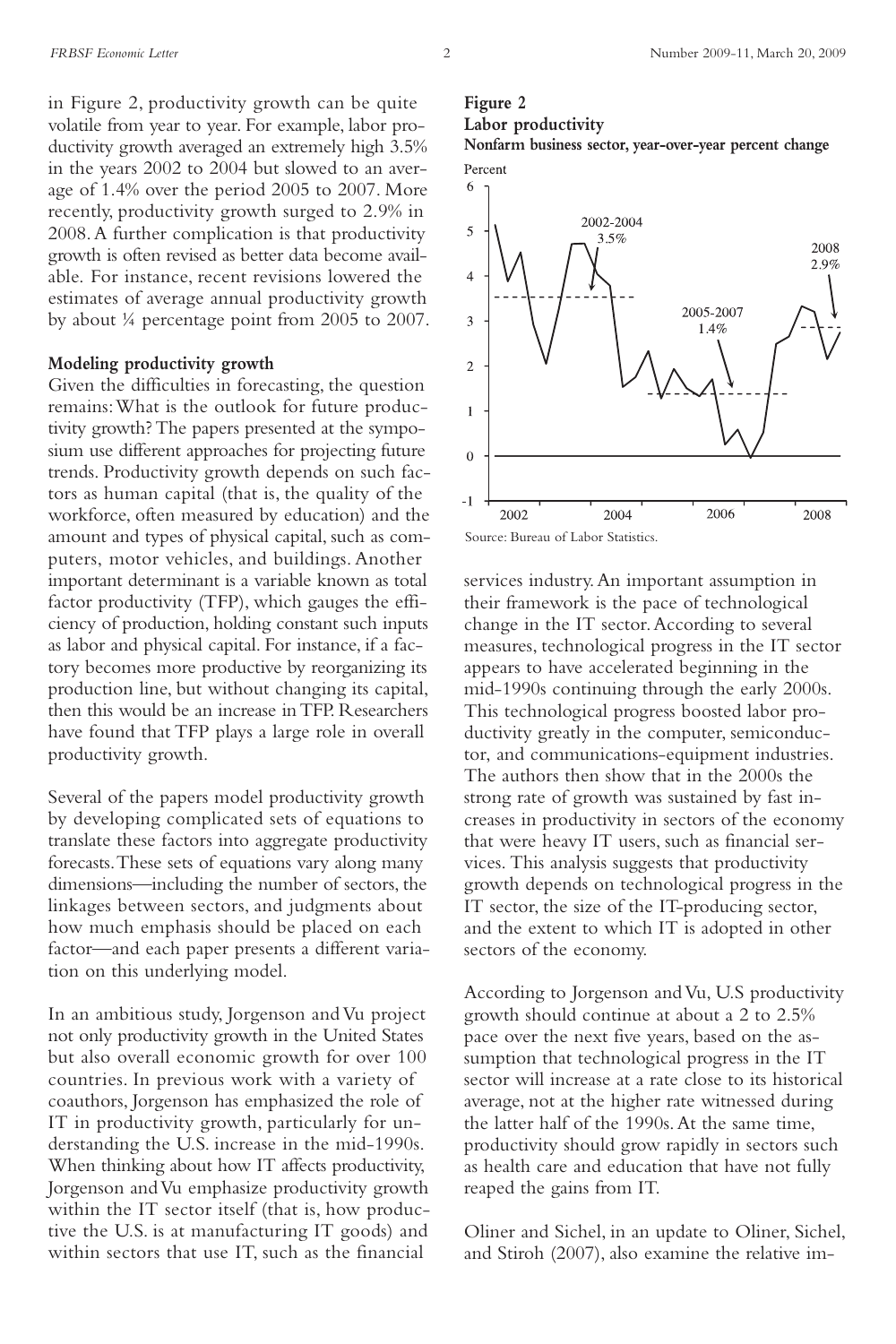in Figure 2, productivity growth can be quite volatile from year to year. For example, labor productivity growth averaged an extremely high 3.5% in the years 2002 to 2004 but slowed to an average of 1.4% over the period 2005 to 2007. More recently, productivity growth surged to 2.9% in 2008. A further complication is that productivity growth is often revised as better data become available. For instance, recent revisions lowered the estimates of average annual productivity growth by about ¼ percentage point from 2005 to 2007.

**Figure 2**
**Labor productivity**
**Nonfarm business sector, year-over-year percent change**

Source: Bureau of Labor Statistics.

### Modeling productivity growth

Given the difficulties in forecasting, the question remains: What is the outlook for future productivity growth? The papers presented at the symposium use different approaches for projecting future trends. Productivity growth depends on such factors as human capital (that is, the quality of the workforce, often measured by education) and the amount and types of physical capital, such as computers, motor vehicles, and buildings. Another important determinant is a variable known as total factor productivity (TFP), which gauges the efficiency of production, holding constant such inputs as labor and physical capital. For instance, if a factory becomes more productive by reorganizing its production line, but without changing its capital, then this would be an increase in TFP. Researchers have found that TFP plays a large role in overall productivity growth.

Several of the papers model productivity growth by developing complicated sets of equations to translate these factors into aggregate productivity forecasts. These sets of equations vary along many dimensions—including the number of sectors, the linkages between sectors, and judgments about how much emphasis should be placed on each factor—and each paper presents a different variation on this underlying model.

In an ambitious study, Jorgenson and Vu project not only productivity growth in the United States but also overall economic growth for over 100 countries. In previous work with a variety of coauthors, Jorgenson has emphasized the role of IT in productivity growth, particularly for understanding the U.S. increase in the mid-1990s. When thinking about how IT affects productivity, Jorgenson and Vu emphasize productivity growth within the IT sector itself (that is, how productive the U.S. is at manufacturing IT goods) and within sectors that use IT, such as the financial services industry. An important assumption in their framework is the pace of technological change in the IT sector. According to several measures, technological progress in the IT sector appears to have accelerated beginning in the mid-1990s continuing through the early 2000s. This technological progress boosted labor productivity greatly in the computer, semiconductor, and communications-equipment industries. The authors then show that in the 2000s the strong rate of growth was sustained by fast increases in productivity in sectors of the economy that were heavy IT users, such as financial services. This analysis suggests that productivity growth depends on technological progress in the IT sector, the size of the IT-producing sector, and the extent to which IT is adopted in other sectors of the economy.

According to Jorgenson and Vu, U.S productivity growth should continue at about a 2 to 2.5% pace over the next five years, based on the assumption that technological progress in the IT sector will increase at a rate close to its historical average, not at the higher rate witnessed during the latter half of the 1990s. At the same time, productivity should grow rapidly in sectors such as health care and education that have not fully reaped the gains from IT.

Oliner and Sichel, in an update to Oliner, Sichel, and Stiroh (2007), also examine the relative im-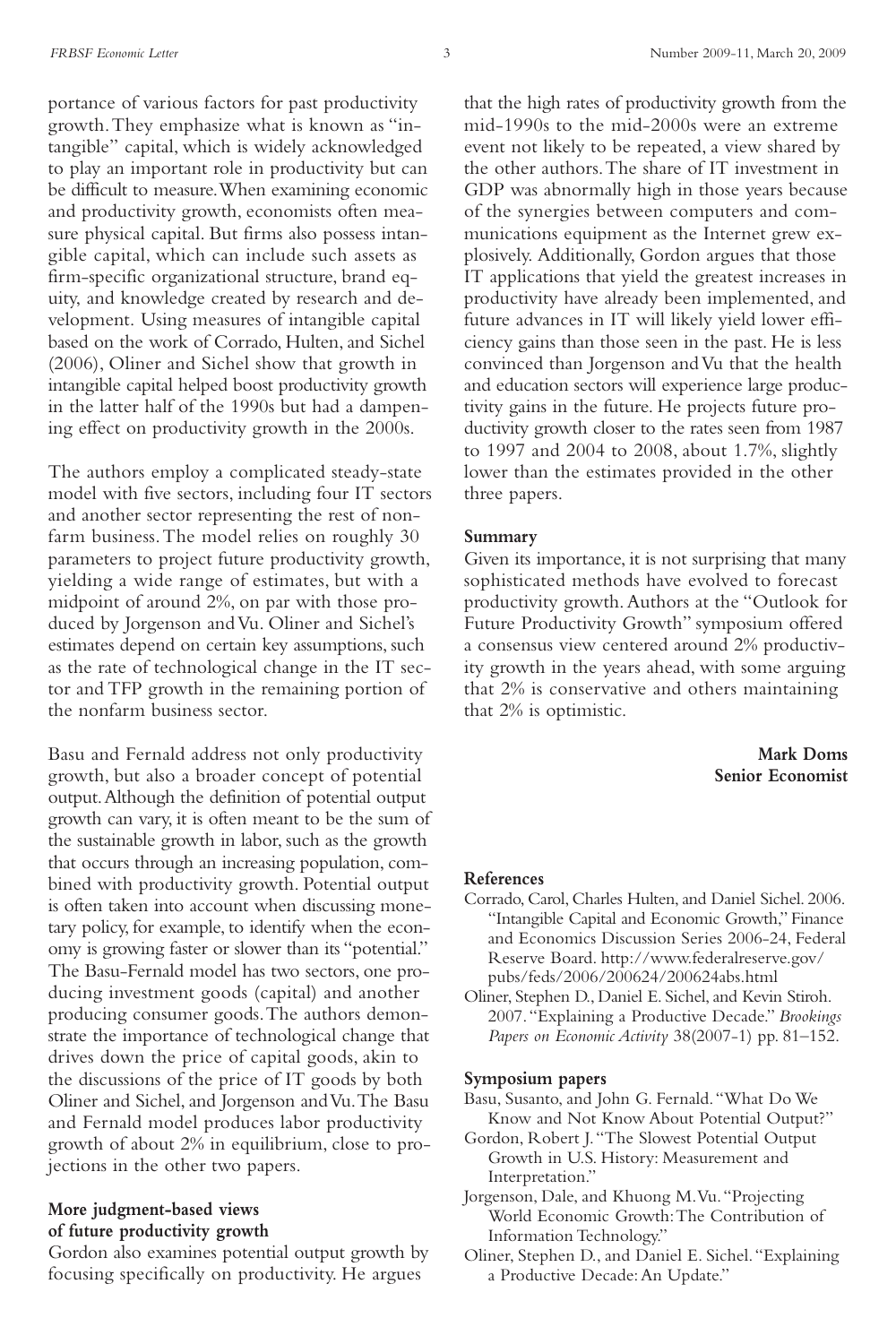portance of various factors for past productivity growth. They emphasize what is known as "intangible" capital, which is widely acknowledged to play an important role in productivity but can be difficult to measure. When examining economic and productivity growth, economists often measure physical capital. But firms also possess intangible capital, which can include such assets as firm-specific organizational structure, brand equity, and knowledge created by research and development. Using measures of intangible capital based on the work of Corrado, Hulten, and Sichel (2006), Oliner and Sichel show that growth in intangible capital helped boost productivity growth in the latter half of the 1990s but had a dampening effect on productivity growth in the 2000s.

The authors employ a complicated steady-state model with five sectors, including four IT sectors and another sector representing the rest of nonfarm business. The model relies on roughly 30 parameters to project future productivity growth, yielding a wide range of estimates, but with a midpoint of around 2%, on par with those produced by Jorgenson and Vu. Oliner and Sichel's estimates depend on certain key assumptions, such as the rate of technological change in the IT sector and TFP growth in the remaining portion of the nonfarm business sector.

Basu and Fernald address not only productivity growth, but also a broader concept of potential output. Although the definition of potential output growth can vary, it is often meant to be the sum of the sustainable growth in labor, such as the growth that occurs through an increasing population, combined with productivity growth. Potential output is often taken into account when discussing monetary policy, for example, to identify when the economy is growing faster or slower than its "potential." The Basu-Fernald model has two sectors, one producing investment goods (capital) and another producing consumer goods. The authors demonstrate the importance of technological change that drives down the price of capital goods, akin to the discussions of the price of IT goods by both Oliner and Sichel, and Jorgenson and Vu. The Basu and Fernald model produces labor productivity growth of about 2% in equilibrium, close to projections in the other two papers.

## More judgment-based views of future productivity growth

Gordon also examines potential output growth by focusing specifically on productivity. He argues that the high rates of productivity growth from the mid-1990s to the mid-2000s were an extreme event not likely to be repeated, a view shared by the other authors. The share of IT investment in GDP was abnormally high in those years because of the synergies between computers and communications equipment as the Internet grew explosively. Additionally, Gordon argues that those IT applications that yield the greatest increases in productivity have already been implemented, and future advances in IT will likely yield lower efficiency gains than those seen in the past. He is less convinced than Jorgenson and Vu that the health and education sectors will experience large productivity gains in the future. He projects future productivity growth closer to the rates seen from 1987 to 1997 and 2004 to 2008, about 1.7%, slightly lower than the estimates provided in the other three papers.

## Summary

Given its importance, it is not surprising that many sophisticated methods have evolved to forecast productivity growth. Authors at the "Outlook for Future Productivity Growth" symposium offered a consensus view centered around 2% productivity growth in the years ahead, with some arguing that 2% is conservative and others maintaining that 2% is optimistic.

**Mark Doms**
**Senior Economist**

## References

Corrado, Carol, Charles Hulten, and Daniel Sichel. 2006. "Intangible Capital and Economic Growth," Finance and Economics Discussion Series 2006-24, Federal Reserve Board. http://www.federalreserve.gov/pubs/feds/2006/200624/200624abs.html

Oliner, Stephen D., Daniel E. Sichel, and Kevin Stiroh. 2007. "Explaining a Productive Decade." *Brookings Papers on Economic Activity* 38(2007-1) pp. 81–152.

## Symposium papers

Basu, Susanto, and John G. Fernald. "What Do We Know and Not Know About Potential Output?"

Gordon, Robert J. "The Slowest Potential Output Growth in U.S. History: Measurement and Interpretation."

Jorgenson, Dale, and Khuong M. Vu. "Projecting World Economic Growth: The Contribution of Information Technology."

Oliner, Stephen D., and Daniel E. Sichel. "Explaining a Productive Decade: An Update."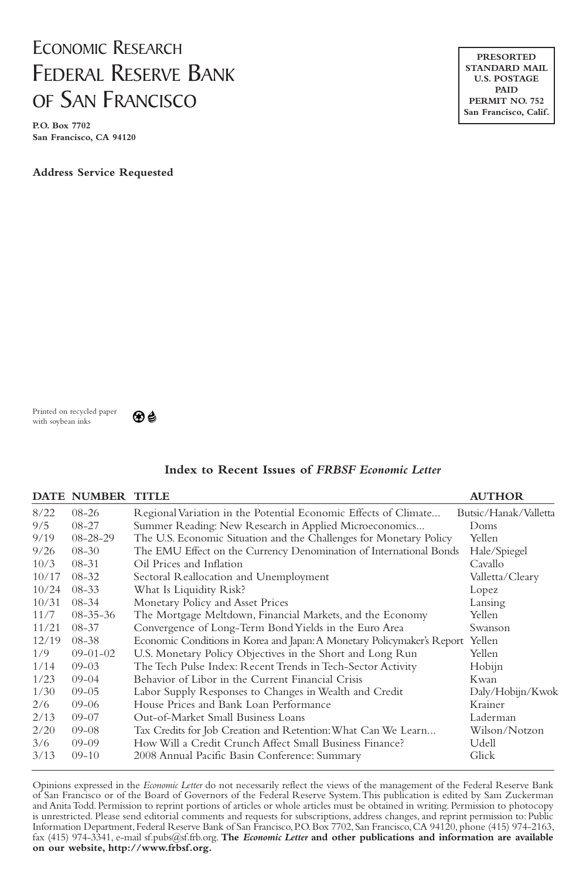# Economic Research Federal Reserve Bank of San Francisco

**P.O. Box 7702**
**San Francisco, CA 94120**

**Address Service Requested**

**PRESORTED STANDARD MAIL U.S. POSTAGE PAID PERMIT NO. 752 San Francisco, Calif.**

Printed on recycled paper with soybean inks

### Index to Recent Issues of *FRBSF Economic Letter*

| DATE | NUMBER | TITLE | AUTHOR |
|---|---|---|---|
| 8/22 | 08-26 | Regional Variation in the Potential Economic Effects of Climate... | Butsic/Hanak/Valletta |
| 9/5 | 08-27 | Summer Reading: New Research in Applied Microeconomics... | Doms |
| 9/19 | 08-28-29 | The U.S. Economic Situation and the Challenges for Monetary Policy | Yellen |
| 9/26 | 08-30 | The EMU Effect on the Currency Denomination of International Bonds | Hale/Spiegel |
| 10/3 | 08-31 | Oil Prices and Inflation | Cavallo |
| 10/17 | 08-32 | Sectoral Reallocation and Unemployment | Valletta/Cleary |
| 10/24 | 08-33 | What Is Liquidity Risk? | Lopez |
| 10/31 | 08-34 | Monetary Policy and Asset Prices | Lansing |
| 11/7 | 08-35-36 | The Mortgage Meltdown, Financial Markets, and the Economy | Yellen |
| 11/21 | 08-37 | Convergence of Long-Term Bond Yields in the Euro Area | Swanson |
| 12/19 | 08-38 | Economic Conditions in Korea and Japan: A Monetary Policymaker's Report | Yellen |
| 1/9 | 09-01-02 | U.S. Monetary Policy Objectives in the Short and Long Run | Yellen |
| 1/14 | 09-03 | The Tech Pulse Index: Recent Trends in Tech-Sector Activity | Hobijn |
| 1/23 | 09-04 | Behavior of Libor in the Current Financial Crisis | Kwan |
| 1/30 | 09-05 | Labor Supply Responses to Changes in Wealth and Credit | Daly/Hobijn/Kwok |
| 2/6 | 09-06 | House Prices and Bank Loan Performance | Krainer |
| 2/13 | 09-07 | Out-of-Market Small Business Loans | Laderman |
| 2/20 | 09-08 | Tax Credits for Job Creation and Retention: What Can We Learn... | Wilson/Notzon |
| 3/6 | 09-09 | How Will a Credit Crunch Affect Small Business Finance? | Udell |
| 3/13 | 09-10 | 2008 Annual Pacific Basin Conference: Summary | Glick |

Opinions expressed in the *Economic Letter* do not necessarily reflect the views of the management of the Federal Reserve Bank of San Francisco or of the Board of Governors of the Federal Reserve System. This publication is edited by Sam Zuckerman and Anita Todd. Permission to reprint portions of articles or whole articles must be obtained in writing. Permission to photocopy is unrestricted. Please send editorial comments and requests for subscriptions, address changes, and reprint permission to: Public Information Department, Federal Reserve Bank of San Francisco, P.O. Box 7702, San Francisco, CA 94120, phone (415) 974-2163, fax (415) 974-3341, e-mail sf.pubs@sf.frb.org. **The *Economic Letter* and other publications and information are available on our website, http://www.frbsf.org.**